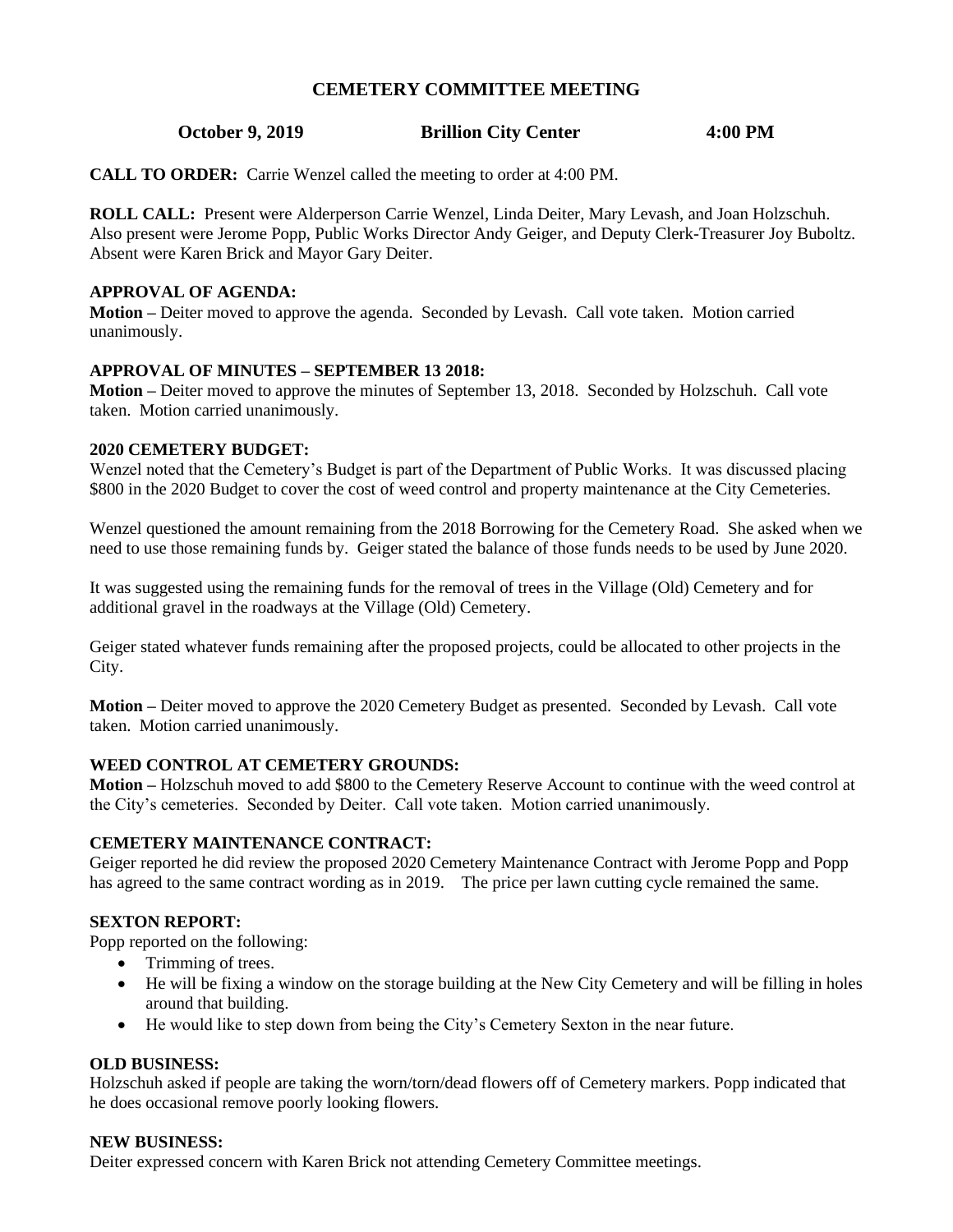# CEMETERY COMMITTEE MEETING

**October 9, 2019 Brillion City Center 4:00 PM**

**CALL TO ORDER:** Carrie Wenzel called the meeting to order at 4:00 PM.

**ROLL CALL:** Present were Alderperson Carrie Wenzel, Linda Deiter, Mary Levash, and Joan Holzschuh. Also present were Jerome Popp, Public Works Director Andy Geiger, and Deputy Clerk-Treasurer Joy Buboltz. Absent were Karen Brick and Mayor Gary Deiter.

**APPROVAL OF AGENDA:**

**Motion –** Deiter moved to approve the agenda. Seconded by Levash. Call vote taken. Motion carried unanimously.

**APPROVAL OF MINUTES – SEPTEMBER 13 2018:**

**Motion –** Deiter moved to approve the minutes of September 13, 2018. Seconded by Holzschuh. Call vote taken. Motion carried unanimously.

**2020 CEMETERY BUDGET:**

Wenzel noted that the Cemetery's Budget is part of the Department of Public Works. It was discussed placing \$800 in the 2020 Budget to cover the cost of weed control and property maintenance at the City Cemeteries.

Wenzel questioned the amount remaining from the 2018 Borrowing for the Cemetery Road. She asked when we need to use those remaining funds by. Geiger stated the balance of those funds needs to be used by June 2020.

It was suggested using the remaining funds for the removal of trees in the Village (Old) Cemetery and for additional gravel in the roadways at the Village (Old) Cemetery.

Geiger stated whatever funds remaining after the proposed projects, could be allocated to other projects in the City.

**Motion –** Deiter moved to approve the 2020 Cemetery Budget as presented. Seconded by Levash. Call vote taken. Motion carried unanimously.

**WEED CONTROL AT CEMETERY GROUNDS:**

**Motion –** Holzschuh moved to add \$800 to the Cemetery Reserve Account to continue with the weed control at the City's cemeteries. Seconded by Deiter. Call vote taken. Motion carried unanimously.

**CEMETERY MAINTENANCE CONTRACT:**

Geiger reported he did review the proposed 2020 Cemetery Maintenance Contract with Jerome Popp and Popp has agreed to the same contract wording as in 2019. The price per lawn cutting cycle remained the same.

**SEXTON REPORT:**

Popp reported on the following:

- Trimming of trees.
- He will be fixing a window on the storage building at the New City Cemetery and will be filling in holes around that building.
- He would like to step down from being the City's Cemetery Sexton in the near future.

**OLD BUSINESS:**

Holzschuh asked if people are taking the worn/torn/dead flowers off of Cemetery markers. Popp indicated that he does occasional remove poorly looking flowers.

**NEW BUSINESS:**

Deiter expressed concern with Karen Brick not attending Cemetery Committee meetings.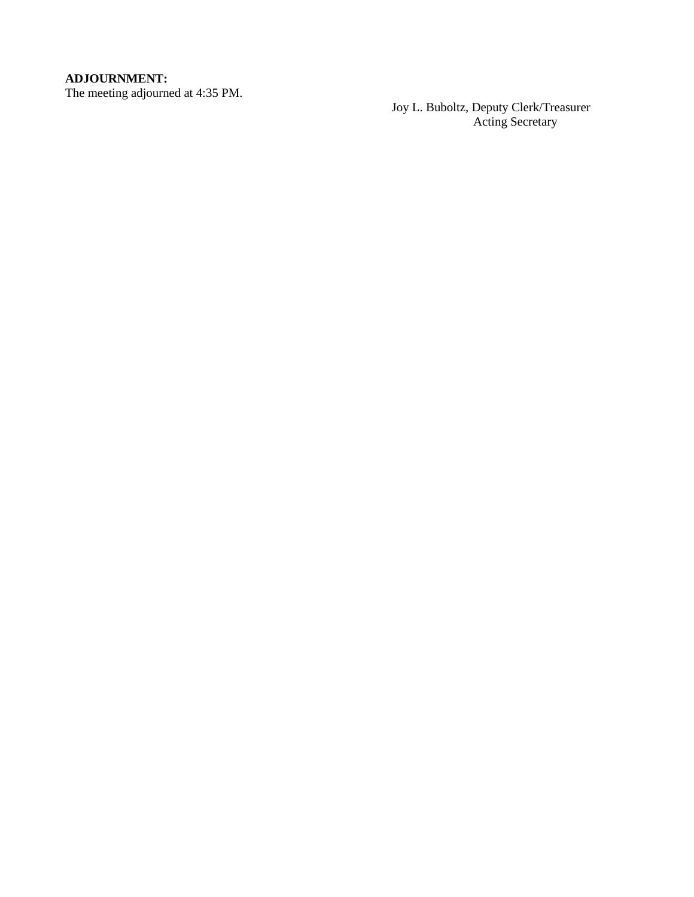**ADJOURNMENT:**
The meeting adjourned at 4:35 PM.

Joy L. Buboltz, Deputy Clerk/Treasurer
Acting Secretary